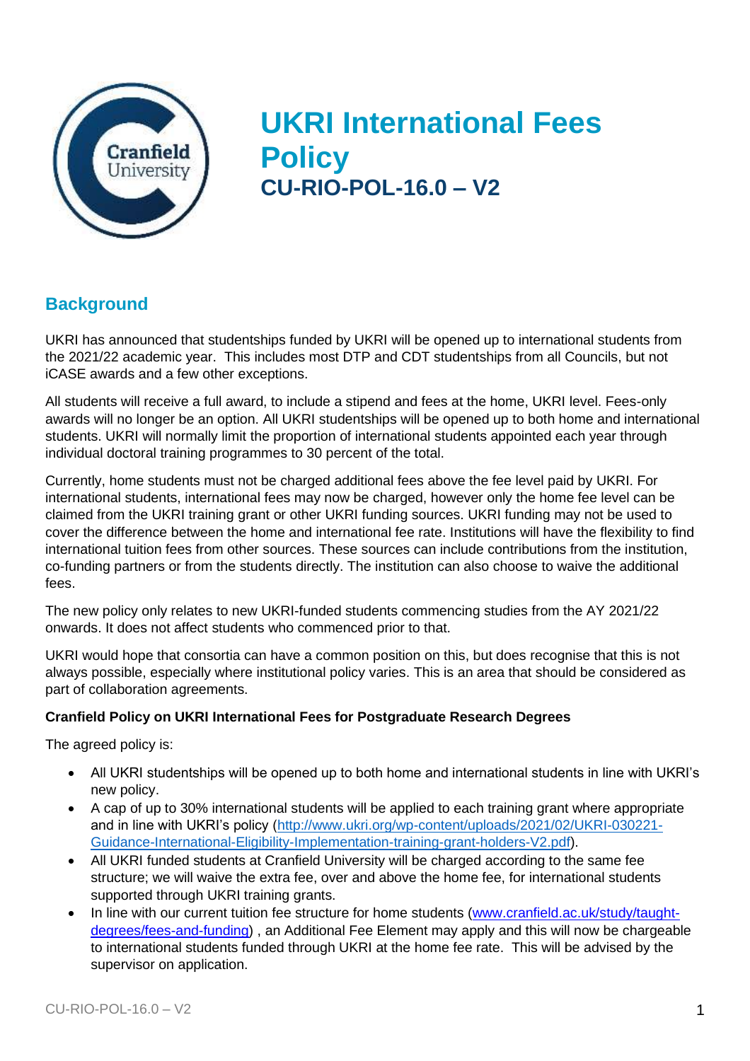# UKRI International Fees Policy

## CU-RIO-POL-16.0 – V2

## Background

UKRI has announced that studentships funded by UKRI will be opened up to international students from the 2021/22 academic year. This includes most DTP and CDT studentships from all Councils, but not iCASE awards and a few other exceptions.

All students will receive a full award, to include a stipend and fees at the home, UKRI level. Fees-only awards will no longer be an option. All UKRI studentships will be opened up to both home and international students. UKRI will normally limit the proportion of international students appointed each year through individual doctoral training programmes to 30 percent of the total.

Currently, home students must not be charged additional fees above the fee level paid by UKRI. For international students, international fees may now be charged, however only the home fee level can be claimed from the UKRI training grant or other UKRI funding sources. UKRI funding may not be used to cover the difference between the home and international fee rate. Institutions will have the flexibility to find international tuition fees from other sources. These sources can include contributions from the institution, co-funding partners or from the students directly. The institution can also choose to waive the additional fees.

The new policy only relates to new UKRI-funded students commencing studies from the AY 2021/22 onwards. It does not affect students who commenced prior to that.

UKRI would hope that consortia can have a common position on this, but does recognise that this is not always possible, especially where institutional policy varies. This is an area that should be considered as part of collaboration agreements.

**Cranfield Policy on UKRI International Fees for Postgraduate Research Degrees**

The agreed policy is:

- All UKRI studentships will be opened up to both home and international students in line with UKRI's new policy.
- A cap of up to 30% international students will be applied to each training grant where appropriate and in line with UKRI's policy (http://www.ukri.org/wp-content/uploads/2021/02/UKRI-030221-Guidance-International-Eligibility-Implementation-training-grant-holders-V2.pdf).
- All UKRI funded students at Cranfield University will be charged according to the same fee structure; we will waive the extra fee, over and above the home fee, for international students supported through UKRI training grants.
- In line with our current tuition fee structure for home students (www.cranfield.ac.uk/study/taught-degrees/fees-and-funding) , an Additional Fee Element may apply and this will now be chargeable to international students funded through UKRI at the home fee rate. This will be advised by the supervisor on application.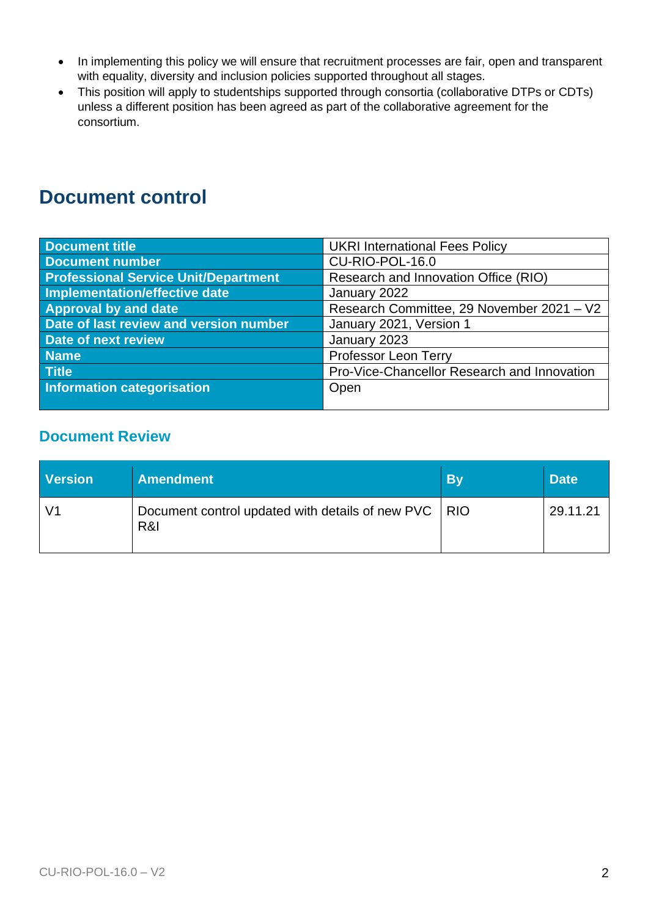- In implementing this policy we will ensure that recruitment processes are fair, open and transparent with equality, diversity and inclusion policies supported throughout all stages.
- This position will apply to studentships supported through consortia (collaborative DTPs or CDTs) unless a different position has been agreed as part of the collaborative agreement for the consortium.

# Document control

| | |
|---|---|
| **Document title** | UKRI International Fees Policy |
| **Document number** | CU-RIO-POL-16.0 |
| **Professional Service Unit/Department** | Research and Innovation Office (RIO) |
| **Implementation/effective date** | January 2022 |
| **Approval by and date** | Research Committee, 29 November 2021 – V2 |
| **Date of last review and version number** | January 2021, Version 1 |
| **Date of next review** | January 2023 |
| **Name** | Professor Leon Terry |
| **Title** | Pro-Vice-Chancellor Research and Innovation |
| **Information categorisation** | Open |

## Document Review

| Version | Amendment | By | Date |
|---|---|---|---|
| V1 | Document control updated with details of new PVC R&I | RIO | 29.11.21 |